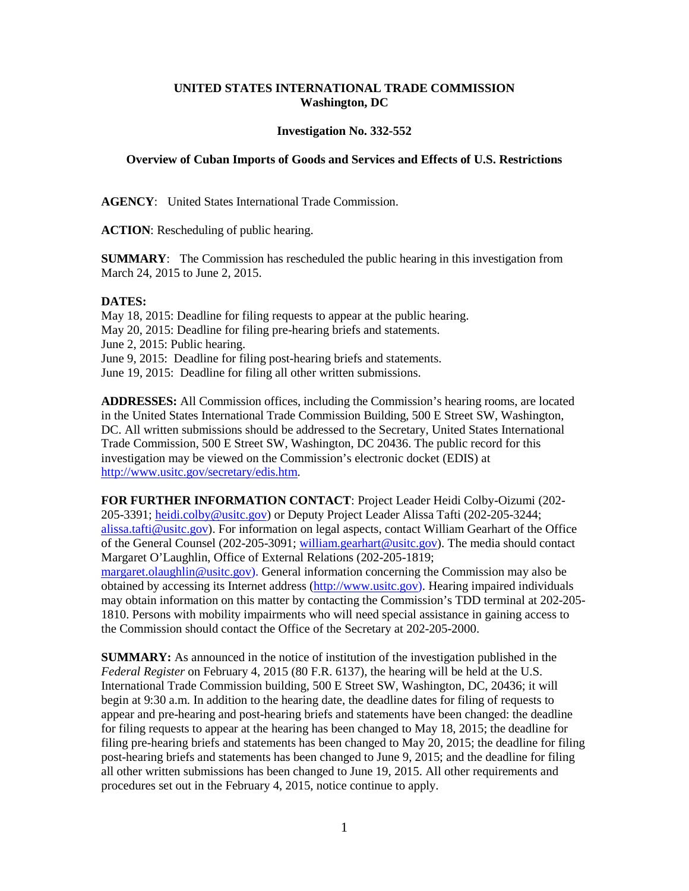**UNITED STATES INTERNATIONAL TRADE COMMISSION**
**Washington, DC**

**Investigation No. 332-552**

**Overview of Cuban Imports of Goods and Services and Effects of U.S. Restrictions**

**AGENCY**: United States International Trade Commission.

**ACTION**: Rescheduling of public hearing.

**SUMMARY**: The Commission has rescheduled the public hearing in this investigation from March 24, 2015 to June 2, 2015.

**DATES:**
May 18, 2015: Deadline for filing requests to appear at the public hearing.
May 20, 2015: Deadline for filing pre-hearing briefs and statements.
June 2, 2015: Public hearing.
June 9, 2015: Deadline for filing post-hearing briefs and statements.
June 19, 2015: Deadline for filing all other written submissions.

**ADDRESSES:** All Commission offices, including the Commission's hearing rooms, are located in the United States International Trade Commission Building, 500 E Street SW, Washington, DC. All written submissions should be addressed to the Secretary, United States International Trade Commission, 500 E Street SW, Washington, DC 20436. The public record for this investigation may be viewed on the Commission's electronic docket (EDIS) at http://www.usitc.gov/secretary/edis.htm.

**FOR FURTHER INFORMATION CONTACT**: Project Leader Heidi Colby-Oizumi (202-205-3391; heidi.colby@usitc.gov) or Deputy Project Leader Alissa Tafti (202-205-3244; alissa.tafti@usitc.gov). For information on legal aspects, contact William Gearhart of the Office of the General Counsel (202-205-3091; william.gearhart@usitc.gov). The media should contact Margaret O'Laughlin, Office of External Relations (202-205-1819; margaret.olaughlin@usitc.gov). General information concerning the Commission may also be obtained by accessing its Internet address (http://www.usitc.gov). Hearing impaired individuals may obtain information on this matter by contacting the Commission's TDD terminal at 202-205-1810. Persons with mobility impairments who will need special assistance in gaining access to the Commission should contact the Office of the Secretary at 202-205-2000.

**SUMMARY:** As announced in the notice of institution of the investigation published in the *Federal Register* on February 4, 2015 (80 F.R. 6137), the hearing will be held at the U.S. International Trade Commission building, 500 E Street SW, Washington, DC, 20436; it will begin at 9:30 a.m. In addition to the hearing date, the deadline dates for filing of requests to appear and pre-hearing and post-hearing briefs and statements have been changed: the deadline for filing requests to appear at the hearing has been changed to May 18, 2015; the deadline for filing pre-hearing briefs and statements has been changed to May 20, 2015; the deadline for filing post-hearing briefs and statements has been changed to June 9, 2015; and the deadline for filing all other written submissions has been changed to June 19, 2015. All other requirements and procedures set out in the February 4, 2015, notice continue to apply.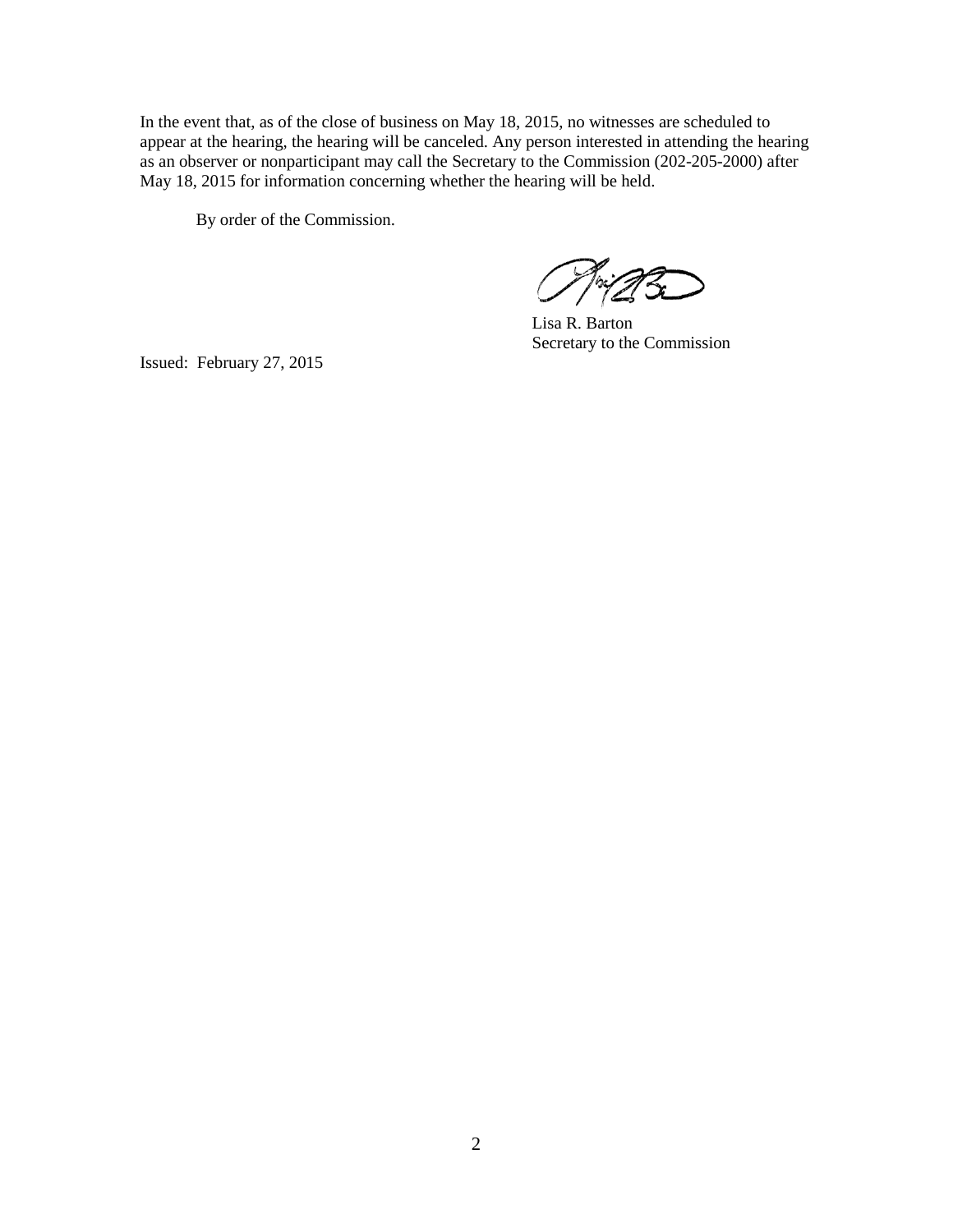In the event that, as of the close of business on May 18, 2015, no witnesses are scheduled to appear at the hearing, the hearing will be canceled. Any person interested in attending the hearing as an observer or nonparticipant may call the Secretary to the Commission (202-205-2000) after May 18, 2015 for information concerning whether the hearing will be held.

By order of the Commission.

Lisa R. Barton
Secretary to the Commission

Issued: February 27, 2015